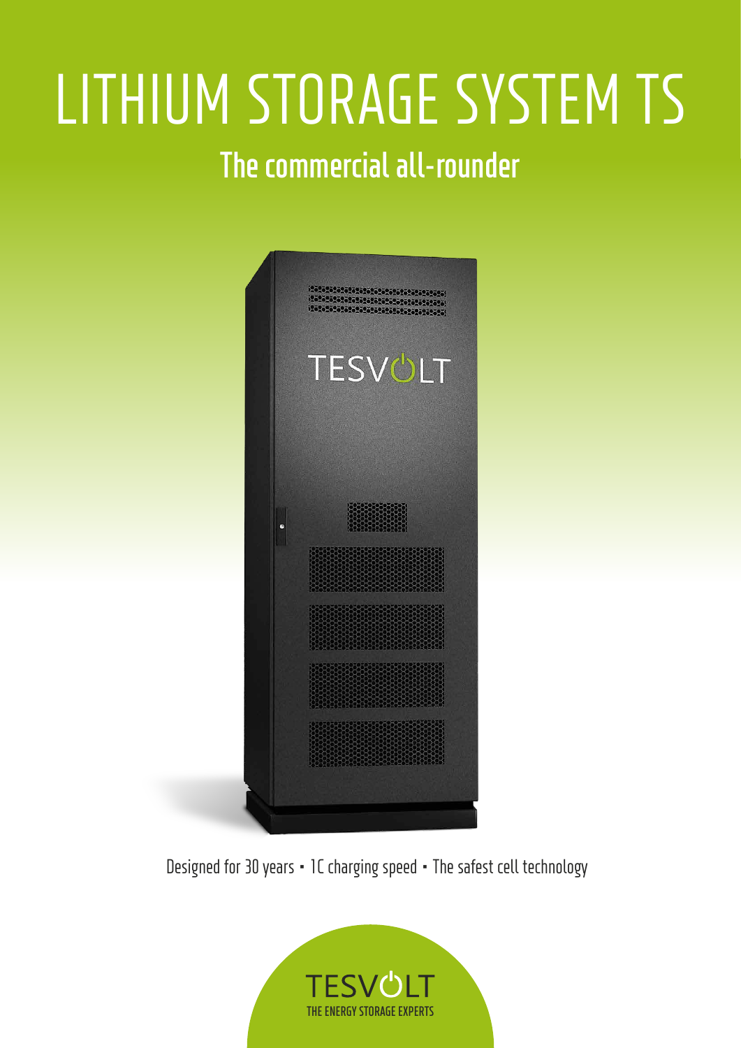# LITHIUM STORAGE SYSTEM TS

## The commercial all-rounder

Designed for 30 years • 1C charging speed • The safest cell technology

TESVOLT

THE ENERGY STORAGE EXPERTS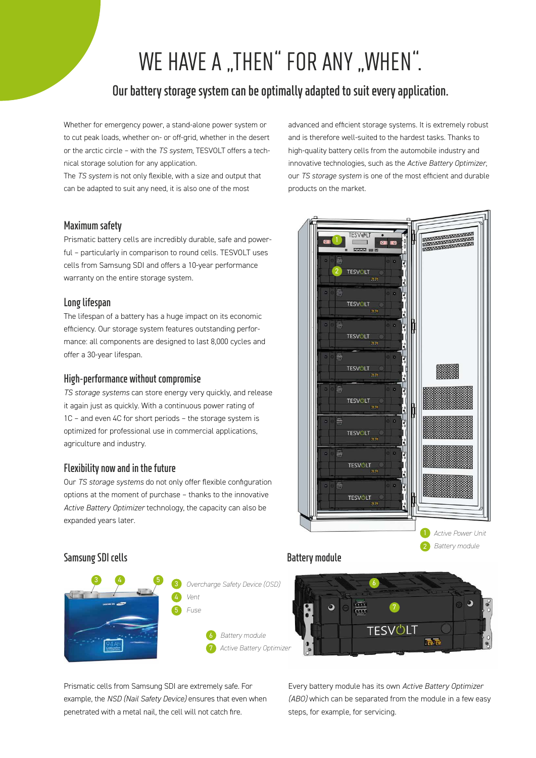# WE HAVE A „THEN" FOR ANY „WHEN".

## Our battery storage system can be optimally adapted to suit every application.

Whether for emergency power, a stand-alone power system or to cut peak loads, whether on- or off-grid, whether in the desert or the arctic circle – with the *TS system*, TESVOLT offers a technical storage solution for any application.
The *TS system* is not only flexible, with a size and output that can be adapted to suit any need, it is also one of the most advanced and efficient storage systems. It is extremely robust and is therefore well-suited to the hardest tasks. Thanks to high-quality battery cells from the automobile industry and innovative technologies, such as the *Active Battery Optimizer*, our *TS storage system* is one of the most efficient and durable products on the market.

### Maximum safety

Prismatic battery cells are incredibly durable, safe and powerful – particularly in comparison to round cells. TESVOLT uses cells from Samsung SDI and offers a 10-year performance warranty on the entire storage system.

### Long lifespan

The lifespan of a battery has a huge impact on its economic efficiency. Our storage system features outstanding performance: all components are designed to last 8,000 cycles and offer a 30-year lifespan.

### High-performance without compromise

*TS storage systems* can store energy very quickly, and release it again just as quickly. With a continuous power rating of 1C – and even 4C for short periods – the storage system is optimized for professional use in commercial applications, agriculture and industry.

### Flexibility now and in the future

Our *TS storage systems* do not only offer flexible configuration options at the moment of purchase – thanks to the innovative *Active Battery Optimizer* technology, the capacity can also be expanded years later.

1 *Active Power Unit*
2 *Battery module*

### Samsung SDI cells

3 *Overcharge Safety Device (OSD)*
4 *Vent*
5 *Fuse*

Prismatic cells from Samsung SDI are extremely safe. For example, the *NSD (Nail Safety Device)* ensures that even when penetrated with a metal nail, the cell will not catch fire.

### Battery module

6 *Battery module*
7 *Active Battery Optimizer*

Every battery module has its own *Active Battery Optimizer (ABO)* which can be separated from the module in a few easy steps, for example, for servicing.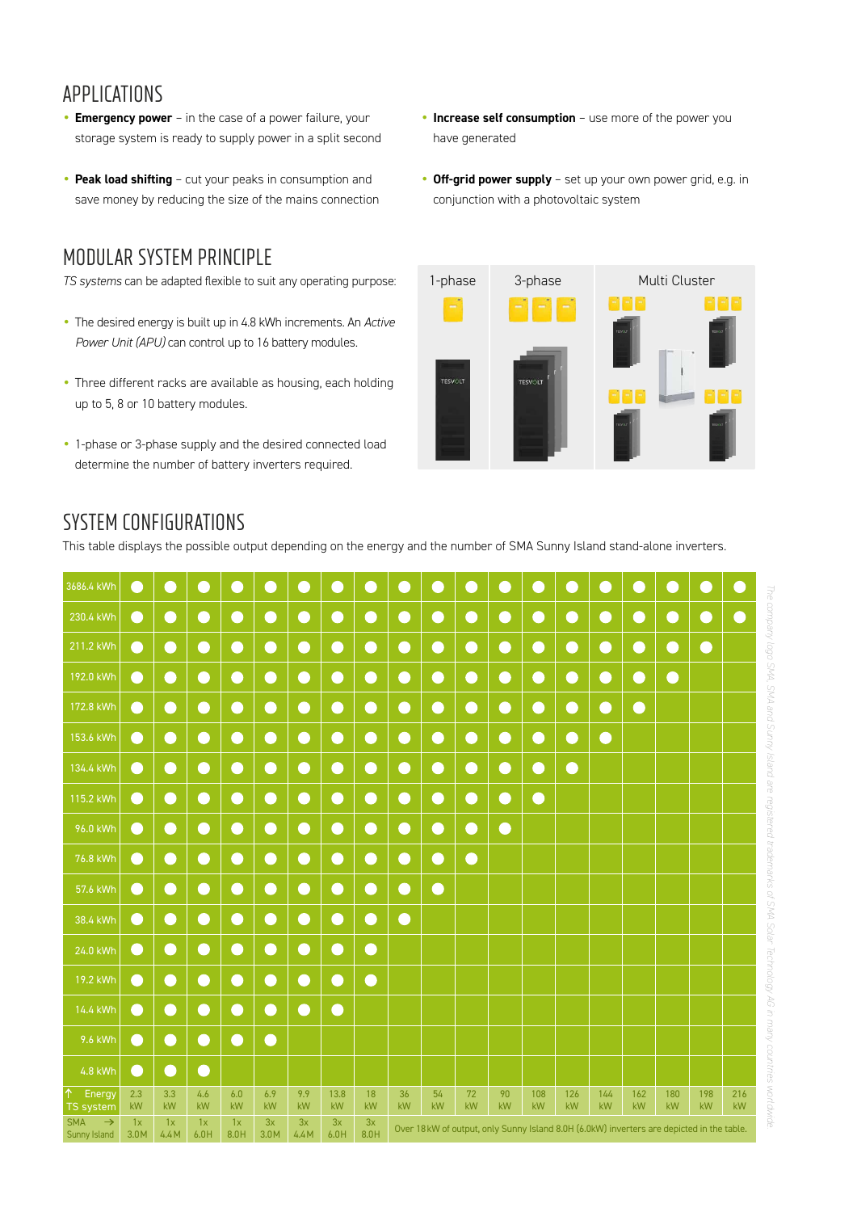## APPLICATIONS

- **Emergency power** – in the case of a power failure, your storage system is ready to supply power in a split second
- **Peak load shifting** – cut your peaks in consumption and save money by reducing the size of the mains connection
- **Increase self consumption** – use more of the power you have generated
- **Off-grid power supply** – set up your own power grid, e.g. in conjunction with a photovoltaic system

## MODULAR SYSTEM PRINCIPLE

*TS systems* can be adapted flexible to suit any operating purpose:

- The desired energy is built up in 4.8 kWh increments. An *Active Power Unit (APU)* can control up to 16 battery modules.
- Three different racks are available as housing, each holding up to 5, 8 or 10 battery modules.
- 1-phase or 3-phase supply and the desired connected load determine the number of battery inverters required.

1-phase | 3-phase | Multi Cluster

## SYSTEM CONFIGURATIONS

This table displays the possible output depending on the energy and the number of SMA Sunny Island stand-alone inverters.

| Energy ↑ / TS system → | 2.3 kW | 3.3 kW | 4.6 kW | 6.0 kW | 6.9 kW | 9.9 kW | 13.8 kW | 18 kW | 36 kW | 54 kW | 72 kW | 90 kW | 108 kW | 126 kW | 144 kW | 162 kW | 180 kW | 198 kW | 216 kW |
|---|---|---|---|---|---|---|---|---|---|---|---|---|---|---|---|---|---|---|---|
| 3686.4 kWh | ● | ● | ● | ● | ● | ● | ● | ● | ● | ● | ● | ● | ● | ● | ● | ● | ● | ● | ● |
| 230.4 kWh | ● | ● | ● | ● | ● | ● | ● | ● | ● | ● | ● | ● | ● | ● | ● | ● | ● | ● | ● |
| 211.2 kWh | ● | ● | ● | ● | ● | ● | ● | ● | ● | ● | ● | ● | ● | ● | ● | ● | ● | ● | |
| 192.0 kWh | ● | ● | ● | ● | ● | ● | ● | ● | ● | ● | ● | ● | ● | ● | ● | ● | ● | | |
| 172.8 kWh | ● | ● | ● | ● | ● | ● | ● | ● | ● | ● | ● | ● | ● | ● | ● | ● | | | |
| 153.6 kWh | ● | ● | ● | ● | ● | ● | ● | ● | ● | ● | ● | ● | ● | ● | ● | | | | |
| 134.4 kWh | ● | ● | ● | ● | ● | ● | ● | ● | ● | ● | ● | ● | ● | ● | | | | | |
| 115.2 kWh | ● | ● | ● | ● | ● | ● | ● | ● | ● | ● | ● | ● | ● | | | | | | |
| 96.0 kWh | ● | ● | ● | ● | ● | ● | ● | ● | ● | ● | ● | ● | | | | | | | |
| 76.8 kWh | ● | ● | ● | ● | ● | ● | ● | ● | ● | ● | ● | | | | | | | | |
| 57.6 kWh | ● | ● | ● | ● | ● | ● | ● | ● | ● | ● | | | | | | | | | |
| 38.4 kWh | ● | ● | ● | ● | ● | ● | ● | ● | ● | | | | | | | | | | |
| 24.0 kWh | ● | ● | ● | ● | ● | ● | ● | ● | | | | | | | | | | | |
| 19.2 kWh | ● | ● | ● | ● | ● | ● | ● | ● | | | | | | | | | | | |
| 14.4 kWh | ● | ● | ● | ● | ● | ● | ● | | | | | | | | | | | | |
| 9.6 kWh | ● | ● | ● | ● | ● | | | | | | | | | | | | | | |
| 4.8 kWh | ● | ● | ● | | | | | | | | | | | | | | | | |
| SMA Sunny Island → | 1x 3.0M | 1x 4.4M | 1x 6.0H | 1x 8.0H | 3x 3.0M | 3x 4.4M | 3x 6.0H | 3x 8.0H | Over 18 kW of output, only Sunny Island 8.0H (6.0kW) inverters are depicted in the table. | | | | | | | | | | |

*The company logo SMA, SMA and Sunny Island are registered trademarks of SMA Solar Technology AG in many countries worldwide.*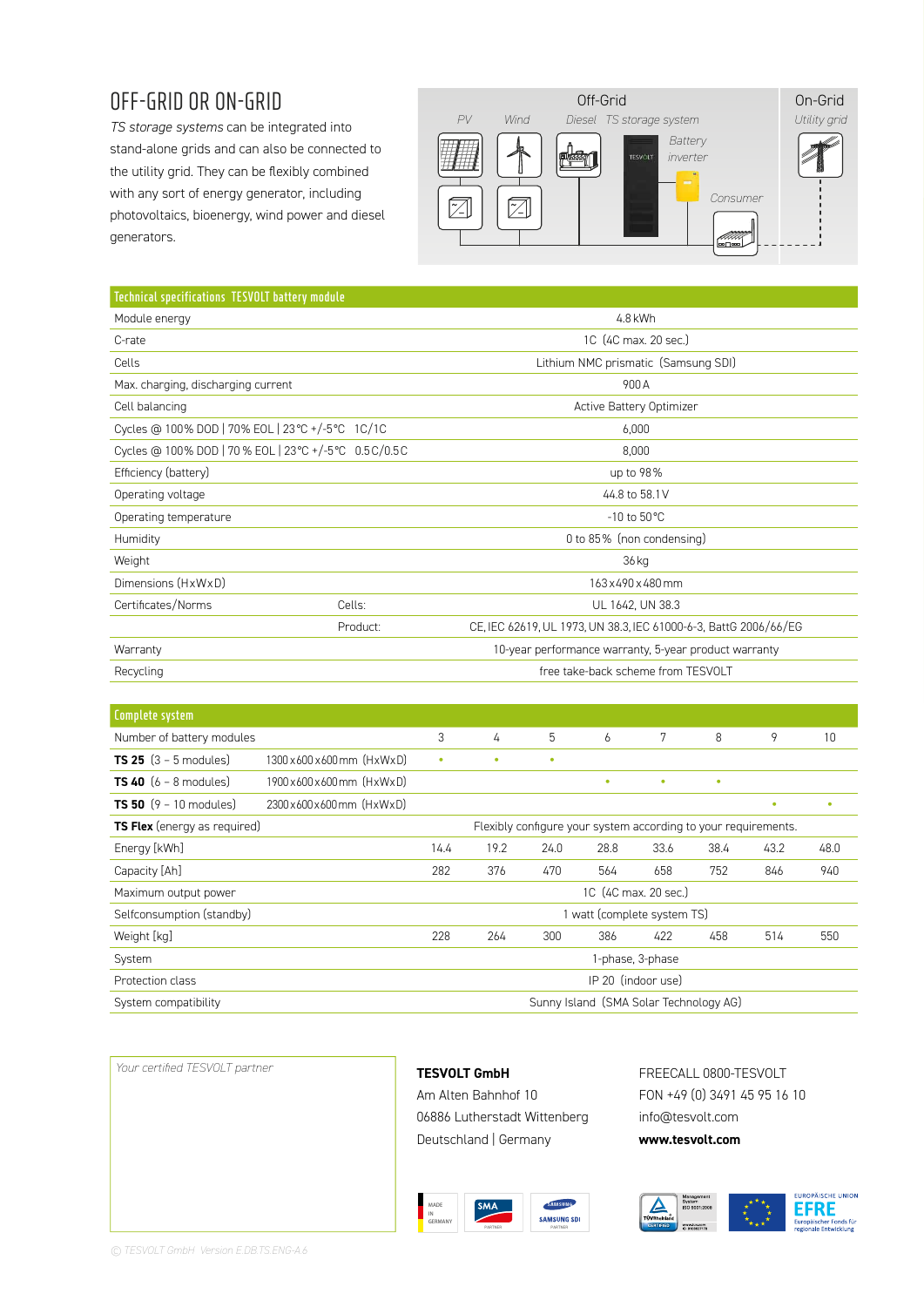# OFF-GRID OR ON-GRID

*TS storage systems* can be integrated into stand-alone grids and can also be connected to the utility grid. They can be flexibly combined with any sort of energy generator, including photovoltaics, bioenergy, wind power and diesel generators.

Off-Grid
PV
Wind
Diesel
TS storage system
Battery inverter
Consumer
On-Grid
Utility grid

| Technical specifications TESVOLT battery module | | |
|---|---|---|
| Module energy | | 4.8 kWh |
| C-rate | | 1C (4C max. 20 sec.) |
| Cells | | Lithium NMC prismatic (Samsung SDI) |
| Max. charging, discharging current | | 900 A |
| Cell balancing | | Active Battery Optimizer |
| Cycles @ 100% DOD \| 70% EOL \| 23 °C +/-5 °C 1C/1C | | 6,000 |
| Cycles @ 100% DOD \| 70 % EOL \| 23 °C +/-5 °C 0.5 C/0.5 C | | 8,000 |
| Efficiency (battery) | | up to 98 % |
| Operating voltage | | 44.8 to 58.1 V |
| Operating temperature | | -10 to 50 °C |
| Humidity | | 0 to 85% (non condensing) |
| Weight | | 36 kg |
| Dimensions (HxWxD) | | 163 x 490 x 480 mm |
| Certificates/Norms | Cells: | UL 1642, UN 38.3 |
| | Product: | CE, IEC 62619, UL 1973, UN 38.3, IEC 61000-6-3, BattG 2006/66/EG |
| Warranty | | 10-year performance warranty, 5-year product warranty |
| Recycling | | free take-back scheme from TESVOLT |

| Complete system | | | | | | | | | |
|---|---|---|---|---|---|---|---|---|---|
| Number of battery modules | | 3 | 4 | 5 | 6 | 7 | 8 | 9 | 10 |
| **TS 25** (3 – 5 modules) | 1300 x 600 x 600 mm (HxWxD) | • | • | • | | | | | |
| **TS 40** (6 – 8 modules) | 1900 x 600 x 600 mm (HxWxD) | | | | • | • | • | | |
| **TS 50** (9 – 10 modules) | 2300 x 600 x 600 mm (HxWxD) | | | | | | | • | • |
| **TS Flex** (energy as required) | | Flexibly configure your system according to your requirements. | | | | | | | |
| Energy [kWh] | | 14.4 | 19.2 | 24.0 | 28.8 | 33.6 | 38.4 | 43.2 | 48.0 |
| Capacity [Ah] | | 282 | 376 | 470 | 564 | 658 | 752 | 846 | 940 |
| Maximum output power | | 1C (4C max. 20 sec.) | | | | | | | |
| Selfconsumption (standby) | | 1 watt (complete system TS) | | | | | | | |
| Weight [kg] | | 228 | 264 | 300 | 386 | 422 | 458 | 514 | 550 |
| System | | 1-phase, 3-phase | | | | | | | |
| Protection class | | IP 20 (indoor use) | | | | | | | |
| System compatibility | | Sunny Island (SMA Solar Technology AG) | | | | | | | |

*Your certified TESVOLT partner*

**TESVOLT GmbH**
Am Alten Bahnhof 10
06886 Lutherstadt Wittenberg
Deutschland | Germany

FREECALL 0800-TESVOLT
FON +49 (0) 3491 45 95 16 10
info@tesvolt.com
**www.tesvolt.com**

MADE IN GERMANY
SMA PARTNER
SAMSUNG SDI PARTNER
TÜV Rheinland CERTIFIED – Management System ISO 9001:2008
EUROPÄISCHE UNION EFRE Europäischer Fonds für regionale Entwicklung

© TESVOLT GmbH Version E.DB.TS.ENG-A.6